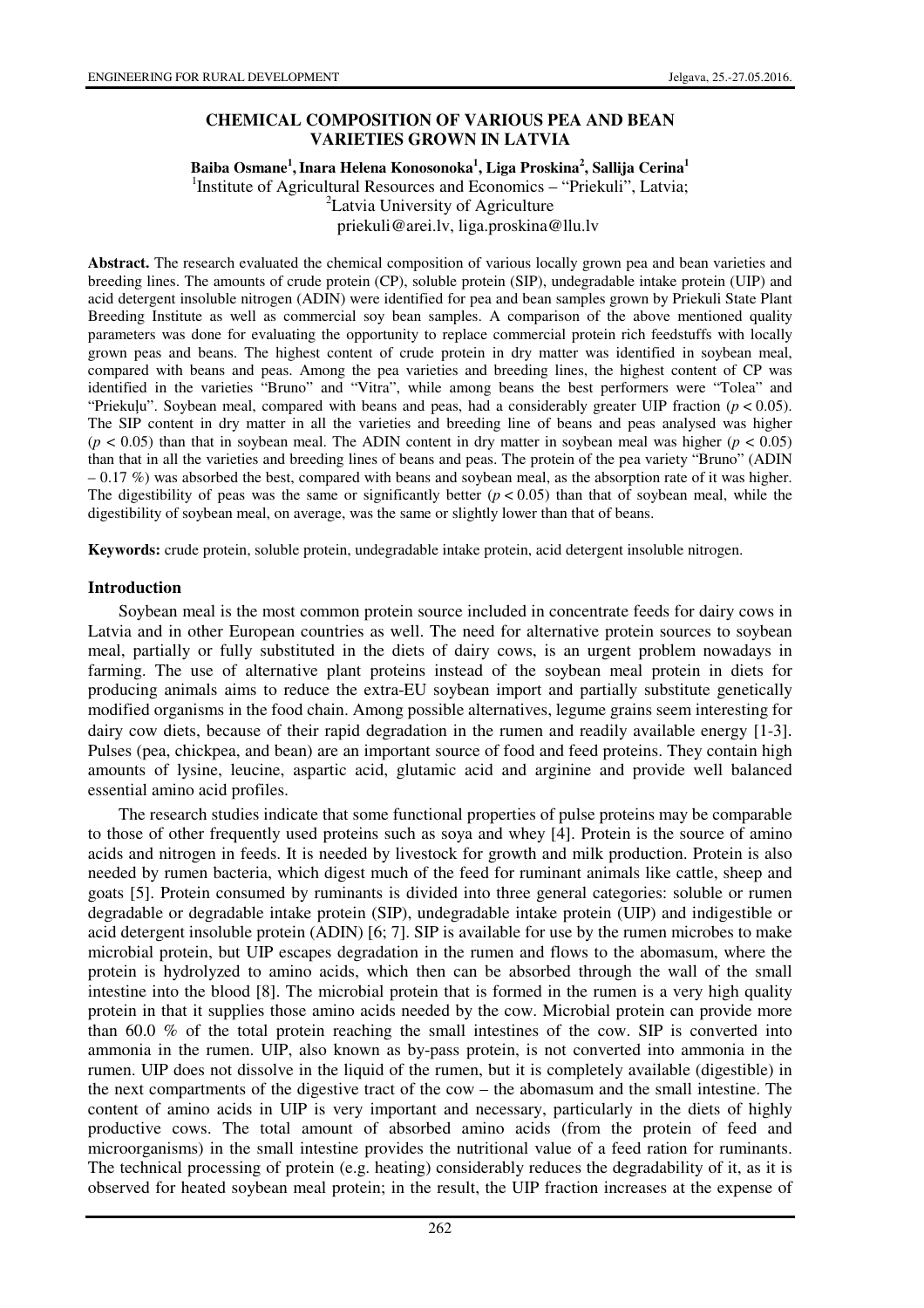# CHEMICAL COMPOSITION OF VARIOUS PEA AND BEAN VARIETIES GROWN IN LATVIA

**Baiba Osmane[1], Inara Helena Konosonoka[1], Liga Proskina[2], Sallija Cerina[1]**

[1]Institute of Agricultural Resources and Economics – "Priekuli", Latvia;
[2]Latvia University of Agriculture
priekuli@arei.lv, liga.proskina@llu.lv

**Abstract.** The research evaluated the chemical composition of various locally grown pea and bean varieties and breeding lines. The amounts of crude protein (CP), soluble protein (SIP), undegradable intake protein (UIP) and acid detergent insoluble nitrogen (ADIN) were identified for pea and bean samples grown by Priekuli State Plant Breeding Institute as well as commercial soy bean samples. A comparison of the above mentioned quality parameters was done for evaluating the opportunity to replace commercial protein rich feedstuffs with locally grown peas and beans. The highest content of crude protein in dry matter was identified in soybean meal, compared with beans and peas. Among the pea varieties and breeding lines, the highest content of CP was identified in the varieties "Bruno" and "Vitra", while among beans the best performers were "Tolea" and "Priekuļu". Soybean meal, compared with beans and peas, had a considerably greater UIP fraction ($p < 0.05$). The SIP content in dry matter in all the varieties and breeding line of beans and peas analysed was higher ($p < 0.05$) than that in soybean meal. The ADIN content in dry matter in soybean meal was higher ($p < 0.05$) than that in all the varieties and breeding lines of beans and peas. The protein of the pea variety "Bruno" (ADIN – 0.17 %) was absorbed the best, compared with beans and soybean meal, as the absorption rate of it was higher. The digestibility of peas was the same or significantly better ($p < 0.05$) than that of soybean meal, while the digestibility of soybean meal, on average, was the same or slightly lower than that of beans.

**Keywords:** crude protein, soluble protein, undegradable intake protein, acid detergent insoluble nitrogen.

## Introduction

Soybean meal is the most common protein source included in concentrate feeds for dairy cows in Latvia and in other European countries as well. The need for alternative protein sources to soybean meal, partially or fully substituted in the diets of dairy cows, is an urgent problem nowadays in farming. The use of alternative plant proteins instead of the soybean meal protein in diets for producing animals aims to reduce the extra-EU soybean import and partially substitute genetically modified organisms in the food chain. Among possible alternatives, legume grains seem interesting for dairy cow diets, because of their rapid degradation in the rumen and readily available energy [1-3]. Pulses (pea, chickpea, and bean) are an important source of food and feed proteins. They contain high amounts of lysine, leucine, aspartic acid, glutamic acid and arginine and provide well balanced essential amino acid profiles.

The research studies indicate that some functional properties of pulse proteins may be comparable to those of other frequently used proteins such as soya and whey [4]. Protein is the source of amino acids and nitrogen in feeds. It is needed by livestock for growth and milk production. Protein is also needed by rumen bacteria, which digest much of the feed for ruminant animals like cattle, sheep and goats [5]. Protein consumed by ruminants is divided into three general categories: soluble or rumen degradable or degradable intake protein (SIP), undegradable intake protein (UIP) and indigestible or acid detergent insoluble protein (ADIN) [6; 7]. SIP is available for use by the rumen microbes to make microbial protein, but UIP escapes degradation in the rumen and flows to the abomasum, where the protein is hydrolyzed to amino acids, which then can be absorbed through the wall of the small intestine into the blood [8]. The microbial protein that is formed in the rumen is a very high quality protein in that it supplies those amino acids needed by the cow. Microbial protein can provide more than 60.0 % of the total protein reaching the small intestines of the cow. SIP is converted into ammonia in the rumen. UIP, also known as by-pass protein, is not converted into ammonia in the rumen. UIP does not dissolve in the liquid of the rumen, but it is completely available (digestible) in the next compartments of the digestive tract of the cow – the abomasum and the small intestine. The content of amino acids in UIP is very important and necessary, particularly in the diets of highly productive cows. The total amount of absorbed amino acids (from the protein of feed and microorganisms) in the small intestine provides the nutritional value of a feed ration for ruminants. The technical processing of protein (e.g. heating) considerably reduces the degradability of it, as it is observed for heated soybean meal protein; in the result, the UIP fraction increases at the expense of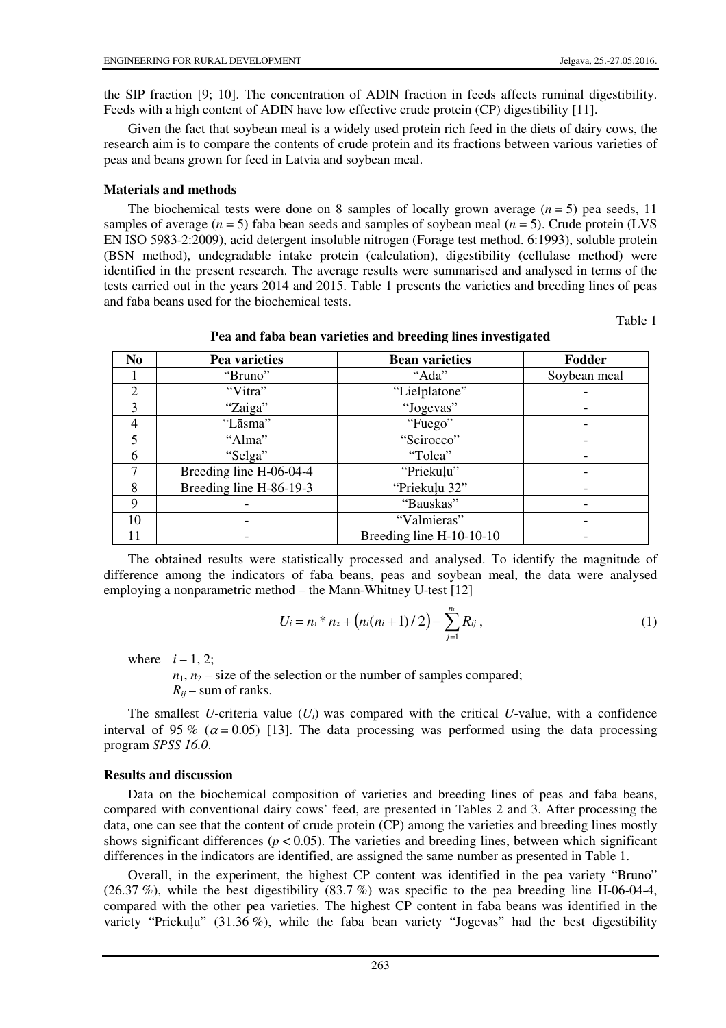the SIP fraction [9; 10]. The concentration of ADIN fraction in feeds affects ruminal digestibility. Feeds with a high content of ADIN have low effective crude protein (CP) digestibility [11].

Given the fact that soybean meal is a widely used protein rich feed in the diets of dairy cows, the research aim is to compare the contents of crude protein and its fractions between various varieties of peas and beans grown for feed in Latvia and soybean meal.

## Materials and methods

The biochemical tests were done on 8 samples of locally grown average ($n = 5$) pea seeds, 11 samples of average ($n = 5$) faba bean seeds and samples of soybean meal ($n = 5$). Crude protein (LVS EN ISO 5983-2:2009), acid detergent insoluble nitrogen (Forage test method. 6:1993), soluble protein (BSN method), undegradable intake protein (calculation), digestibility (cellulase method) were identified in the present research. The average results were summarised and analysed in terms of the tests carried out in the years 2014 and 2015. Table 1 presents the varieties and breeding lines of peas and faba beans used for the biochemical tests.

Table 1

**Pea and faba bean varieties and breeding lines investigated**

| No | Pea varieties | Bean varieties | Fodder |
|---|---|---|---|
| 1 | "Bruno" | "Ada" | Soybean meal |
| 2 | "Vitra" | "Lielplatone" | - |
| 3 | "Zaiga" | "Jogevas" | - |
| 4 | "Lāsma" | "Fuego" | - |
| 5 | "Alma" | "Scirocco" | - |
| 6 | "Selga" | "Tolea" | - |
| 7 | Breeding line H-06-04-4 | "Priekuļu" | - |
| 8 | Breeding line H-86-19-3 | "Priekuļu 32" | - |
| 9 | - | "Bauskas" | - |
| 10 | - | "Valmieras" | - |
| 11 | - | Breeding line H-10-10-10 | - |

The obtained results were statistically processed and analysed. To identify the magnitude of difference among the indicators of faba beans, peas and soybean meal, the data were analysed employing a nonparametric method – the Mann-Whitney U-test [12]

$$U_i = n_1 * n_2 + \left(n_i(n_i + 1)/2\right) - \sum_{j=1}^{n_i} R_{ij}\,, \tag{1}$$

where $i$ – 1, 2;

$n_1$, $n_2$ – size of the selection or the number of samples compared;

$R_{ij}$ – sum of ranks.

The smallest $U$-criteria value ($U_i$) was compared with the critical $U$-value, with a confidence interval of 95 % ($\alpha = 0.05$) [13]. The data processing was performed using the data processing program *SPSS 16.0*.

## Results and discussion

Data on the biochemical composition of varieties and breeding lines of peas and faba beans, compared with conventional dairy cows' feed, are presented in Tables 2 and 3. After processing the data, one can see that the content of crude protein (CP) among the varieties and breeding lines mostly shows significant differences ($p < 0.05$). The varieties and breeding lines, between which significant differences in the indicators are identified, are assigned the same number as presented in Table 1.

Overall, in the experiment, the highest CP content was identified in the pea variety "Bruno" (26.37 %), while the best digestibility (83.7 %) was specific to the pea breeding line H-06-04-4, compared with the other pea varieties. The highest CP content in faba beans was identified in the variety "Priekuļu" (31.36 %), while the faba bean variety "Jogevas" had the best digestibility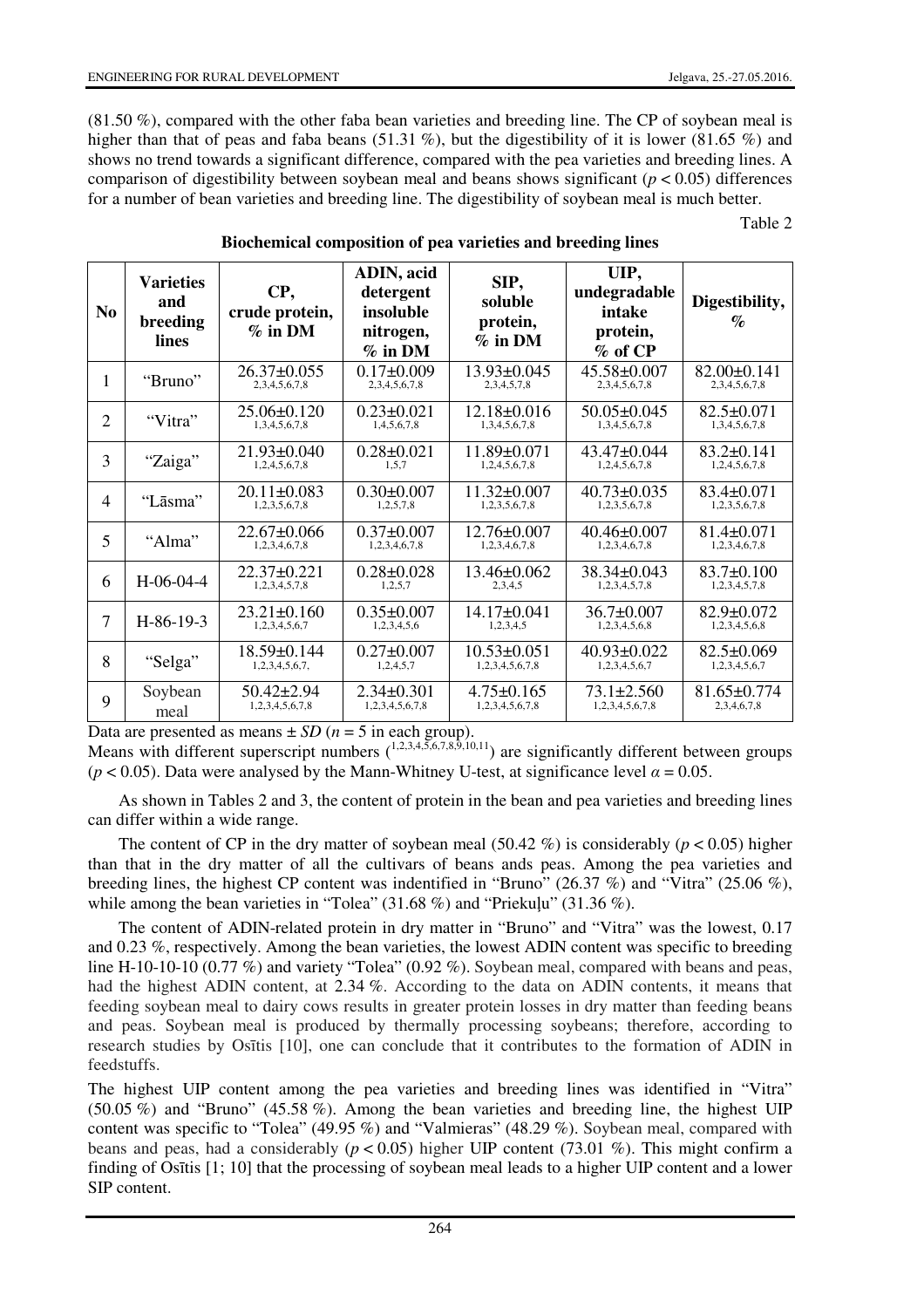(81.50 %), compared with the other faba bean varieties and breeding line. The CP of soybean meal is higher than that of peas and faba beans (51.31 %), but the digestibility of it is lower (81.65 %) and shows no trend towards a significant difference, compared with the pea varieties and breeding lines. A comparison of digestibility between soybean meal and beans shows significant ($p < 0.05$) differences for a number of bean varieties and breeding line. The digestibility of soybean meal is much better.

Table 2

**Biochemical composition of pea varieties and breeding lines**

| No | Varieties and breeding lines | CP, crude protein, % in DM | ADIN, acid detergent insoluble nitrogen, % in DM | SIP, soluble protein, % in DM | UIP, undegradable intake protein, % of CP | Digestibility, % |
|---|---|---|---|---|---|---|
| 1 | "Bruno" | 26.37±0.055 [2,3,4,5,6,7,8] | 0.17±0.009 [2,3,4,5,6,7,8] | 13.93±0.045 [2,3,4,5,7,8] | 45.58±0.007 [2,3,4,5,6,7,8] | 82.00±0.141 [2,3,4,5,6,7,8] |
| 2 | "Vitra" | 25.06±0.120 [1,3,4,5,6,7,8] | 0.23±0.021 [1,4,5,6,7,8] | 12.18±0.016 [1,3,4,5,6,7,8] | 50.05±0.045 [1,3,4,5,6,7,8] | 82.5±0.071 [1,3,4,5,6,7,8] |
| 3 | "Zaiga" | 21.93±0.040 [1,2,4,5,6,7,8] | 0.28±0.021 [1,5,7] | 11.89±0.071 [1,2,4,5,6,7,8] | 43.47±0.044 [1,2,4,5,6,7,8] | 83.2±0.141 [1,2,4,5,6,7,8] |
| 4 | "Lāsma" | 20.11±0.083 [1,2,3,5,6,7,8] | 0.30±0.007 [1,2,5,7,8] | 11.32±0.007 [1,2,3,5,6,7,8] | 40.73±0.035 [1,2,3,5,6,7,8] | 83.4±0.071 [1,2,3,5,6,7,8] |
| 5 | "Alma" | 22.67±0.066 [1,2,3,4,6,7,8] | 0.37±0.007 [1,2,3,4,6,7,8] | 12.76±0.007 [1,2,3,4,6,7,8] | 40.46±0.007 [1,2,3,4,6,7,8] | 81.4±0.071 [1,2,3,4,6,7,8] |
| 6 | H-06-04-4 | 22.37±0.221 [1,2,3,4,5,7,8] | 0.28±0.028 [1,2,5,7] | 13.46±0.062 [2,3,4,5] | 38.34±0.043 [1,2,3,4,5,7,8] | 83.7±0.100 [1,2,3,4,5,7,8] |
| 7 | H-86-19-3 | 23.21±0.160 [1,2,3,4,5,6,7] | 0.35±0.007 [1,2,3,4,5,6] | 14.17±0.041 [1,2,3,4,5] | 36.7±0.007 [1,2,3,4,5,6,8] | 82.9±0.072 [1,2,3,4,5,6,8] |
| 8 | "Selga" | 18.59±0.144 [1,2,3,4,5,6,7,] | 0.27±0.007 [1,2,4,5,7] | 10.53±0.051 [1,2,3,4,5,6,7,8] | 40.93±0.022 [1,2,3,4,5,6,7] | 82.5±0.069 [1,2,3,4,5,6,7] |
| 9 | Soybean meal | 50.42±2.94 [1,2,3,4,5,6,7,8] | 2.34±0.301 [1,2,3,4,5,6,7,8] | 4.75±0.165 [1,2,3,4,5,6,7,8] | 73.1±2.560 [1,2,3,4,5,6,7,8] | 81.65±0.774 [2,3,4,6,7,8] |

Data are presented as means ± *SD* ($n = 5$ in each group).
Means with different superscript numbers ([1,2,3,4,5,6,7,8,9,10,11]) are significantly different between groups ($p < 0.05$). Data were analysed by the Mann-Whitney U-test, at significance level $\alpha = 0.05$.

As shown in Tables 2 and 3, the content of protein in the bean and pea varieties and breeding lines can differ within a wide range.

The content of CP in the dry matter of soybean meal (50.42 %) is considerably ($p < 0.05$) higher than that in the dry matter of all the cultivars of beans ands peas. Among the pea varieties and breeding lines, the highest CP content was indentified in "Bruno" (26.37 %) and "Vitra" (25.06 %), while among the bean varieties in "Tolea" (31.68 %) and "Priekuļu" (31.36 %).

The content of ADIN-related protein in dry matter in "Bruno" and "Vitra" was the lowest, 0.17 and 0.23 %, respectively. Among the bean varieties, the lowest ADIN content was specific to breeding line H-10-10-10 (0.77 %) and variety "Tolea" (0.92 %). Soybean meal, compared with beans and peas, had the highest ADIN content, at 2.34 %. According to the data on ADIN contents, it means that feeding soybean meal to dairy cows results in greater protein losses in dry matter than feeding beans and peas. Soybean meal is produced by thermally processing soybeans; therefore, according to research studies by Osītis [10], one can conclude that it contributes to the formation of ADIN in feedstuffs.

The highest UIP content among the pea varieties and breeding lines was identified in "Vitra" (50.05 %) and "Bruno" (45.58 %). Among the bean varieties and breeding line, the highest UIP content was specific to "Tolea" (49.95 %) and "Valmieras" (48.29 %). Soybean meal, compared with beans and peas, had a considerably ($p < 0.05$) higher UIP content (73.01 %). This might confirm a finding of Osītis [1; 10] that the processing of soybean meal leads to a higher UIP content and a lower SIP content.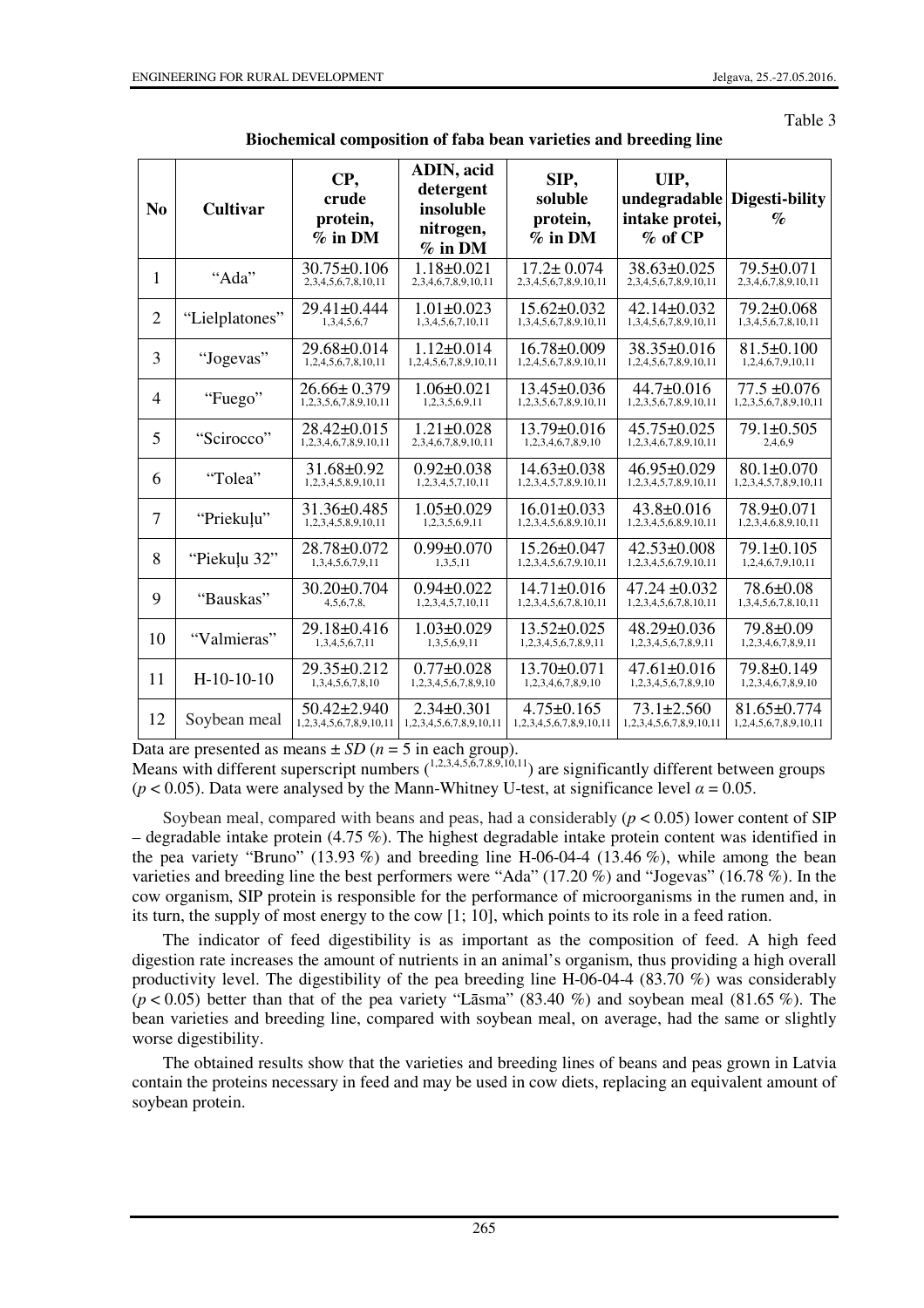Table 3

**Biochemical composition of faba bean varieties and breeding line**

| No | Cultivar | CP, crude protein, % in DM | ADIN, acid detergent insoluble nitrogen, % in DM | SIP, soluble protein, % in DM | UIP, undegradable intake protei, % of CP | Digesti-bility % |
|---|---|---|---|---|---|---|
| 1 | "Ada" | 30.75±0.106 [2,3,4,5,6,7,8,10,11] | 1.18±0.021 [2,3,4,6,7,8,9,10,11] | 17.2± 0.074 [2,3,4,5,6,7,8,9,10,11] | 38.63±0.025 [2,3,4,5,6,7,8,9,10,11] | 79.5±0.071 [2,3,4,6,7,8,9,10,11] |
| 2 | "Lielplatones" | 29.41±0.444 [1,3,4,5,6,7] | 1.01±0.023 [1,3,4,5,6,7,10,11] | 15.62±0.032 [1,3,4,5,6,7,8,9,10,11] | 42.14±0.032 [1,3,4,5,6,7,8,9,10,11] | 79.2±0.068 [1,3,4,5,6,7,8,10,11] |
| 3 | "Jogevas" | 29.68±0.014 [1,2,4,5,6,7,8,10,11] | 1.12±0.014 [1,2,4,5,6,7,8,9,10,11] | 16.78±0.009 [1,2,4,5,6,7,8,9,10,11] | 38.35±0.016 [1,2,4,5,6,7,8,9,10,11] | 81.5±0.100 [1,2,4,6,7,9,10,11] |
| 4 | "Fuego" | 26.66± 0.379 [1,2,3,5,6,7,8,9,10,11] | 1.06±0.021 [1,2,3,5,6,9,11] | 13.45±0.036 [1,2,3,5,6,7,8,9,10,11] | 44.7±0.016 [1,2,3,5,6,7,8,9,10,11] | 77.5 ±0.076 [1,2,3,5,6,7,8,9,10,11] |
| 5 | "Scirocco" | 28.42±0.015 [1,2,3,4,6,7,8,9,10,11] | 1.21±0.028 [2,3,4,6,7,8,9,10,11] | 13.79±0.016 [1,2,3,4,6,7,8,9,10] | 45.75±0.025 [1,2,3,4,6,7,8,9,10,11] | 79.1±0.505 [2,4,6,9] |
| 6 | "Tolea" | 31.68±0.92 [1,2,3,4,5,8,9,10,11] | 0.92±0.038 [1,2,3,4,5,7,10,11] | 14.63±0.038 [1,2,3,4,5,7,8,9,10,11] | 46.95±0.029 [1,2,3,4,5,7,8,9,10,11] | 80.1±0.070 [1,2,3,4,5,7,8,9,10,11] |
| 7 | "Priekuļu" | 31.36±0.485 [1,2,3,4,5,8,9,10,11] | 1.05±0.029 [1,2,3,5,6,9,11] | 16.01±0.033 [1,2,3,4,5,6,8,9,10,11] | 43.8±0.016 [1,2,3,4,5,6,8,9,10,11] | 78.9±0.071 [1,2,3,4,6,8,9,10,11] |
| 8 | "Piekuļu 32" | 28.78±0.072 [1,3,4,5,6,7,9,11] | 0.99±0.070 [1,3,5,11] | 15.26±0.047 [1,2,3,4,5,6,7,9,10,11] | 42.53±0.008 [1,2,3,4,5,6,7,9,10,11] | 79.1±0.105 [1,2,4,6,7,9,10,11] |
| 9 | "Bauskas" | 30.20±0.704 [4,5,6,7,8,] | 0.94±0.022 [1,2,3,4,5,7,10,11] | 14.71±0.016 [1,2,3,4,5,6,7,8,10,11] | 47.24 ±0.032 [1,2,3,4,5,6,7,8,10,11] | 78.6±0.08 [1,3,4,5,6,7,8,10,11] |
| 10 | "Valmieras" | 29.18±0.416 [1,3,4,5,6,7,11] | 1.03±0.029 [1,3,5,6,9,11] | 13.52±0.025 [1,2,3,4,5,6,7,8,9,11] | 48.29±0.036 [1,2,3,4,5,6,7,8,9,11] | 79.8±0.09 [1,2,3,4,6,7,8,9,11] |
| 11 | H-10-10-10 | 29.35±0.212 [1,3,4,5,6,7,8,10] | 0.77±0.028 [1,2,3,4,5,6,7,8,9,10] | 13.70±0.071 [1,2,3,4,6,7,8,9,10] | 47.61±0.016 [1,2,3,4,5,6,7,8,9,10] | 79.8±0.149 [1,2,3,4,6,7,8,9,10] |
| 12 | Soybean meal | 50.42±2.940 [1,2,3,4,5,6,7,8,9,10,11] | 2.34±0.301 [1,2,3,4,5,6,7,8,9,10,11] | 4.75±0.165 [1,2,3,4,5,6,7,8,9,10,11] | 73.1±2.560 [1,2,3,4,5,6,7,8,9,10,11] | 81.65±0.774 [1,2,4,5,6,7,8,9,10,11] |

Data are presented as means ± *SD* ($n = 5$ in each group).
Means with different superscript numbers ([1,2,3,4,5,6,7,8,9,10,11]) are significantly different between groups ($p < 0.05$). Data were analysed by the Mann-Whitney U-test, at significance level $\alpha = 0.05$.

Soybean meal, compared with beans and peas, had a considerably ($p < 0.05$) lower content of SIP – degradable intake protein (4.75 %). The highest degradable intake protein content was identified in the pea variety "Bruno" (13.93 %) and breeding line H-06-04-4 (13.46 %), while among the bean varieties and breeding line the best performers were "Ada" (17.20 %) and "Jogevas" (16.78 %). In the cow organism, SIP protein is responsible for the performance of microorganisms in the rumen and, in its turn, the supply of most energy to the cow [1; 10], which points to its role in a feed ration.

The indicator of feed digestibility is as important as the composition of feed. A high feed digestion rate increases the amount of nutrients in an animal's organism, thus providing a high overall productivity level. The digestibility of the pea breeding line H-06-04-4 (83.70 %) was considerably ($p < 0.05$) better than that of the pea variety "Lāsma" (83.40 %) and soybean meal (81.65 %). The bean varieties and breeding line, compared with soybean meal, on average, had the same or slightly worse digestibility.

The obtained results show that the varieties and breeding lines of beans and peas grown in Latvia contain the proteins necessary in feed and may be used in cow diets, replacing an equivalent amount of soybean protein.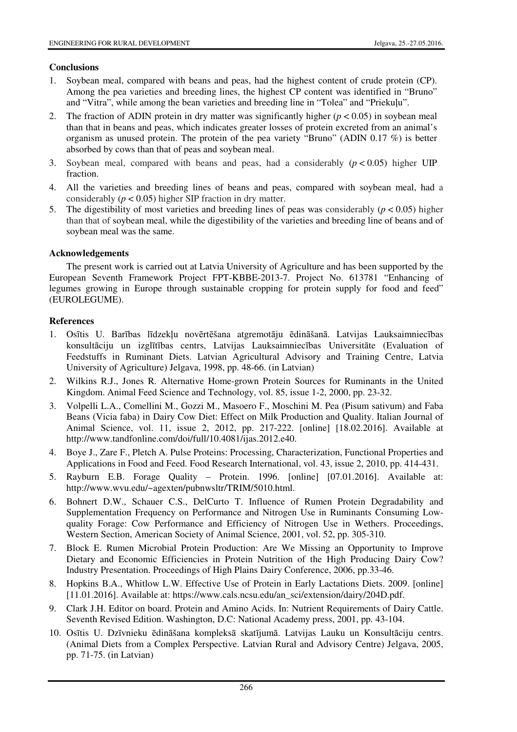## Conclusions

1. Soybean meal, compared with beans and peas, had the highest content of crude protein (CP). Among the pea varieties and breeding lines, the highest CP content was identified in "Bruno" and "Vitra", while among the bean varieties and breeding line in "Tolea" and "Priekuļu".
2. The fraction of ADIN protein in dry matter was significantly higher ($p < 0.05$) in soybean meal than that in beans and peas, which indicates greater losses of protein excreted from an animal's organism as unused protein. The protein of the pea variety "Bruno" (ADIN 0.17 %) is better absorbed by cows than that of peas and soybean meal.
3. Soybean meal, compared with beans and peas, had a considerably ($p < 0.05$) higher UIP fraction.
4. All the varieties and breeding lines of beans and peas, compared with soybean meal, had a considerably ($p < 0.05$) higher SIP fraction in dry matter.
5. The digestibility of most varieties and breeding lines of peas was considerably ($p < 0.05$) higher than that of soybean meal, while the digestibility of the varieties and breeding line of beans and of soybean meal was the same.

## Acknowledgements

The present work is carried out at Latvia University of Agriculture and has been supported by the European Seventh Framework Project FPT-KBBE-2013-7. Project No. 613781 "Enhancing of legumes growing in Europe through sustainable cropping for protein supply for food and feed" (EUROLEGUME).

## References

1. Osītis U. Barības līdzekļu novērtēšana atgremotāju ēdināšanā. Latvijas Lauksaimniecības konsultāciju un izglītības centrs, Latvijas Lauksaimniecības Universitāte (Evaluation of Feedstuffs in Ruminant Diets. Latvian Agricultural Advisory and Training Centre, Latvia University of Agriculture) Jelgava, 1998, pp. 48-66. (in Latvian)
2. Wilkins R.J., Jones R. Alternative Home-grown Protein Sources for Ruminants in the United Kingdom. Animal Feed Science and Technology, vol. 85, issue 1-2, 2000, pp. 23-32.
3. Volpelli L.A., Comellini M., Gozzi M., Masoero F., Moschini M. Pea (Pisum sativum) and Faba Beans (Vicia faba) in Dairy Cow Diet: Effect on Milk Production and Quality. Italian Journal of Animal Science, vol. 11, issue 2, 2012, pp. 217-222. [online] [18.02.2016]. Available at http://www.tandfonline.com/doi/full/10.4081/ijas.2012.e40.
4. Boye J., Zare F., Pletch A. Pulse Proteins: Processing, Characterization, Functional Properties and Applications in Food and Feed. Food Research International, vol. 43, issue 2, 2010, pp. 414-431.
5. Rayburn E.B. Forage Quality – Protein. 1996. [online] [07.01.2016]. Available at: http://www.wvu.edu/~agexten/pubnwsltr/TRIM/5010.html.
6. Bohnert D.W., Schauer C.S., DelCurto T. Influence of Rumen Protein Degradability and Supplementation Frequency on Performance and Nitrogen Use in Ruminants Consuming Low-quality Forage: Cow Performance and Efficiency of Nitrogen Use in Wethers. Proceedings, Western Section, American Society of Animal Science, 2001, vol. 52, pp. 305-310.
7. Block E. Rumen Microbial Protein Production: Are We Missing an Opportunity to Improve Dietary and Economic Efficiencies in Protein Nutrition of the High Producing Dairy Cow? Industry Presentation. Proceedings of High Plains Dairy Conference, 2006, pp.33-46.
8. Hopkins B.A., Whitlow L.W. Effective Use of Protein in Early Lactations Diets. 2009. [online] [11.01.2016]. Available at: https://www.cals.ncsu.edu/an_sci/extension/dairy/204D.pdf.
9. Clark J.H. Editor on board. Protein and Amino Acids. In: Nutrient Requirements of Dairy Cattle. Seventh Revised Edition. Washington, D.C: National Academy press, 2001, pp. 43-104.
10. Osītis U. Dzīvnieku ēdināšana kompleksā skatījumā. Latvijas Lauku un Konsultāciju centrs. (Animal Diets from a Complex Perspective. Latvian Rural and Advisory Centre) Jelgava, 2005, pp. 71-75. (in Latvian)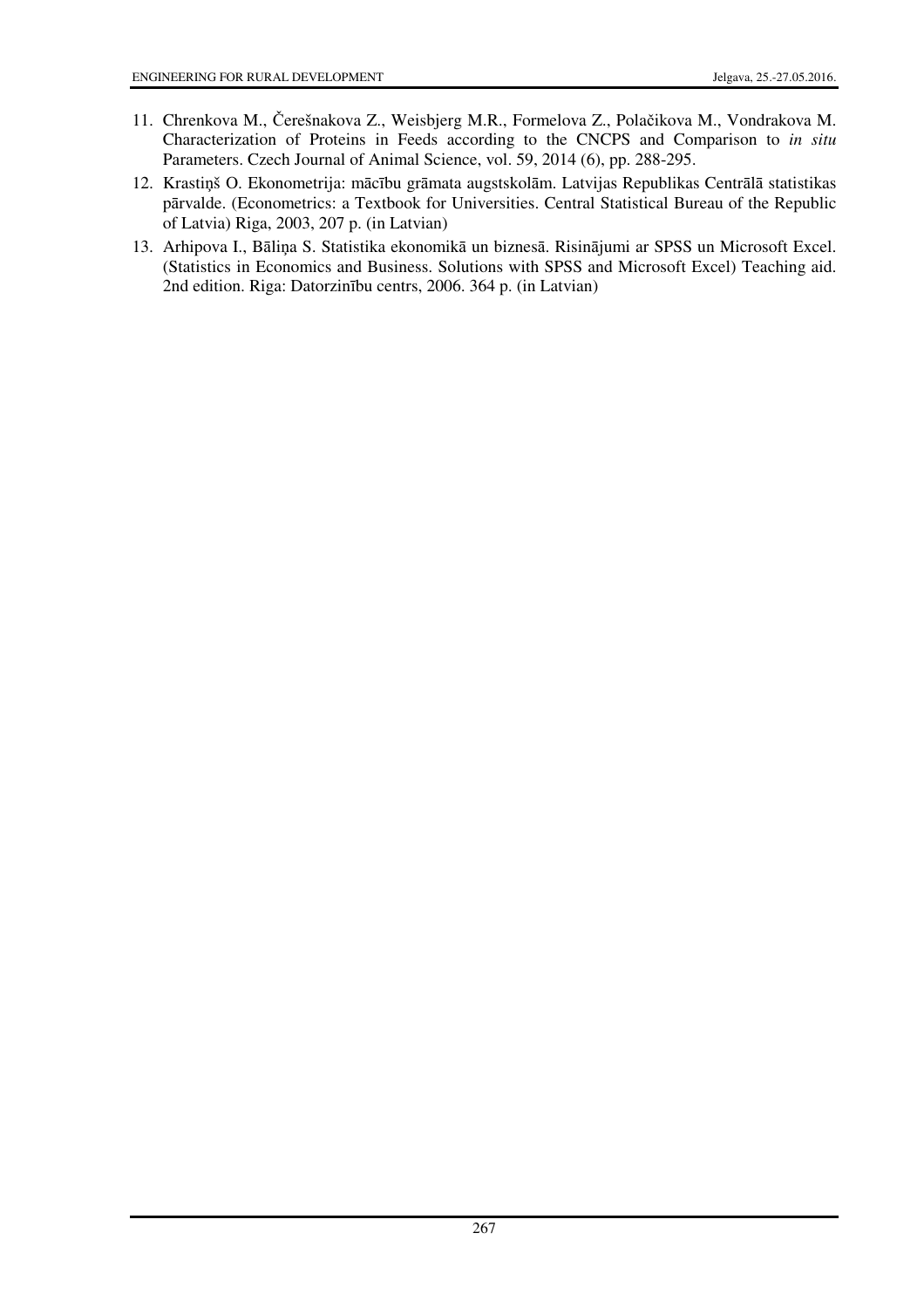11. Chrenkova M., Čerešnakova Z., Weisbjerg M.R., Formelova Z., Polačikova M., Vondrakova M. Characterization of Proteins in Feeds according to the CNCPS and Comparison to *in situ* Parameters. Czech Journal of Animal Science, vol. 59, 2014 (6), pp. 288-295.
12. Krastiņš O. Ekonometrija: mācību grāmata augstskolām. Latvijas Republikas Centrālā statistikas pārvalde. (Econometrics: a Textbook for Universities. Central Statistical Bureau of the Republic of Latvia) Riga, 2003, 207 p. (in Latvian)
13. Arhipova I., Bāliņa S. Statistika ekonomikā un biznesā. Risinājumi ar SPSS un Microsoft Excel. (Statistics in Economics and Business. Solutions with SPSS and Microsoft Excel) Teaching aid. 2nd edition. Riga: Datorzinību centrs, 2006. 364 p. (in Latvian)